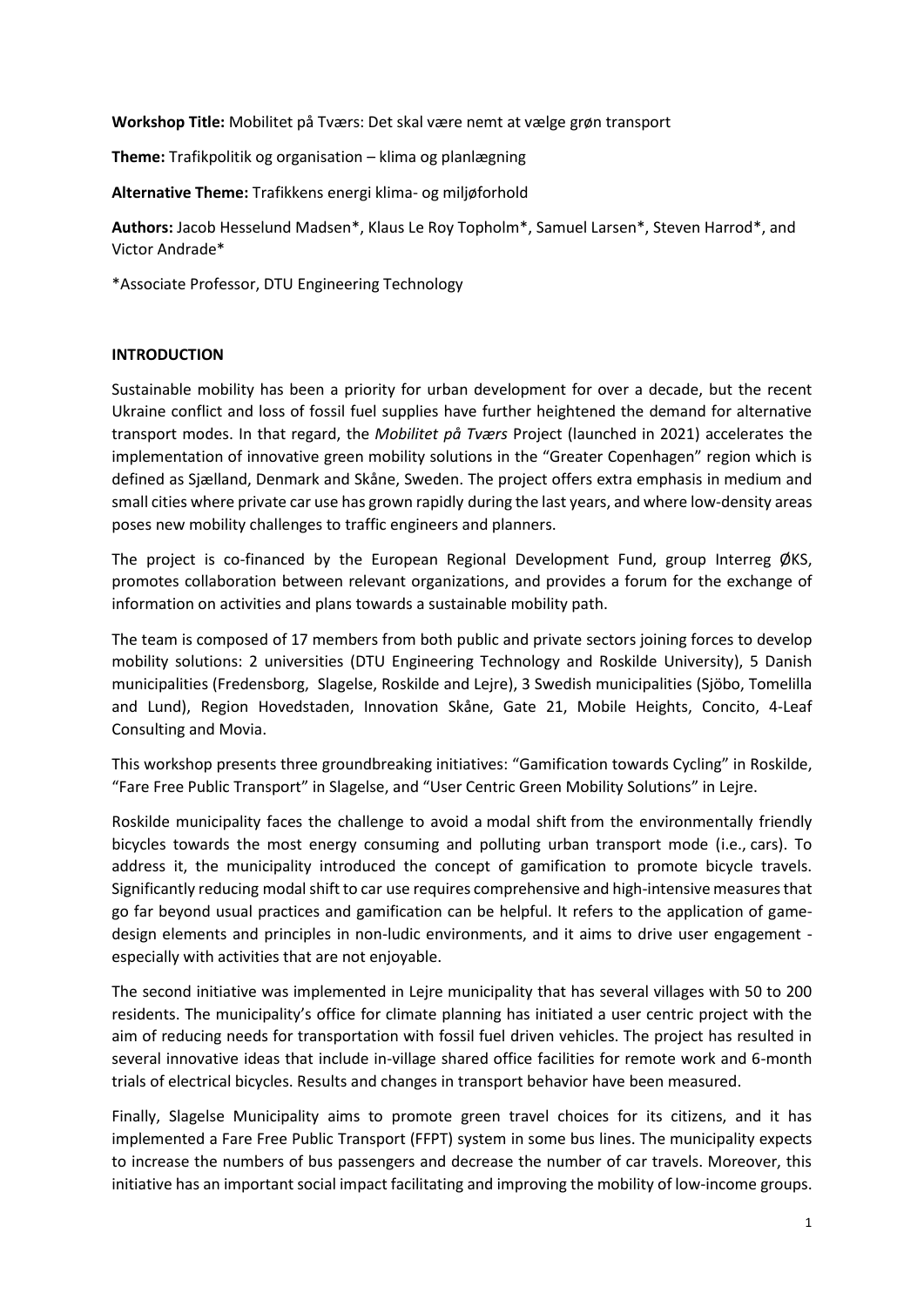**Workshop Title:** Mobilitet på Tværs: Det skal være nemt at vælge grøn transport

**Theme:** Trafikpolitik og organisation – klima og planlægning

**Alternative Theme:** Trafikkens energi klima- og miljøforhold

**Authors:** Jacob Hesselund Madsen*, Klaus Le Roy Topholm*, Samuel Larsen*, Steven Harrod*, and Victor Andrade*

*Associate Professor, DTU Engineering Technology

## INTRODUCTION

Sustainable mobility has been a priority for urban development for over a decade, but the recent Ukraine conflict and loss of fossil fuel supplies have further heightened the demand for alternative transport modes. In that regard, the *Mobilitet på Tværs* Project (launched in 2021) accelerates the implementation of innovative green mobility solutions in the "Greater Copenhagen" region which is defined as Sjælland, Denmark and Skåne, Sweden. The project offers extra emphasis in medium and small cities where private car use has grown rapidly during the last years, and where low-density areas poses new mobility challenges to traffic engineers and planners.

The project is co-financed by the European Regional Development Fund, group Interreg ØKS, promotes collaboration between relevant organizations, and provides a forum for the exchange of information on activities and plans towards a sustainable mobility path.

The team is composed of 17 members from both public and private sectors joining forces to develop mobility solutions: 2 universities (DTU Engineering Technology and Roskilde University), 5 Danish municipalities (Fredensborg, Slagelse, Roskilde and Lejre), 3 Swedish municipalities (Sjöbo, Tomelilla and Lund), Region Hovedstaden, Innovation Skåne, Gate 21, Mobile Heights, Concito, 4-Leaf Consulting and Movia.

This workshop presents three groundbreaking initiatives: "Gamification towards Cycling" in Roskilde, "Fare Free Public Transport" in Slagelse, and "User Centric Green Mobility Solutions" in Lejre.

Roskilde municipality faces the challenge to avoid a modal shift from the environmentally friendly bicycles towards the most energy consuming and polluting urban transport mode (i.e., cars). To address it, the municipality introduced the concept of gamification to promote bicycle travels. Significantly reducing modal shift to car use requires comprehensive and high-intensive measures that go far beyond usual practices and gamification can be helpful. It refers to the application of game-design elements and principles in non-ludic environments, and it aims to drive user engagement - especially with activities that are not enjoyable.

The second initiative was implemented in Lejre municipality that has several villages with 50 to 200 residents. The municipality's office for climate planning has initiated a user centric project with the aim of reducing needs for transportation with fossil fuel driven vehicles. The project has resulted in several innovative ideas that include in-village shared office facilities for remote work and 6-month trials of electrical bicycles. Results and changes in transport behavior have been measured.

Finally, Slagelse Municipality aims to promote green travel choices for its citizens, and it has implemented a Fare Free Public Transport (FFPT) system in some bus lines. The municipality expects to increase the numbers of bus passengers and decrease the number of car travels. Moreover, this initiative has an important social impact facilitating and improving the mobility of low-income groups.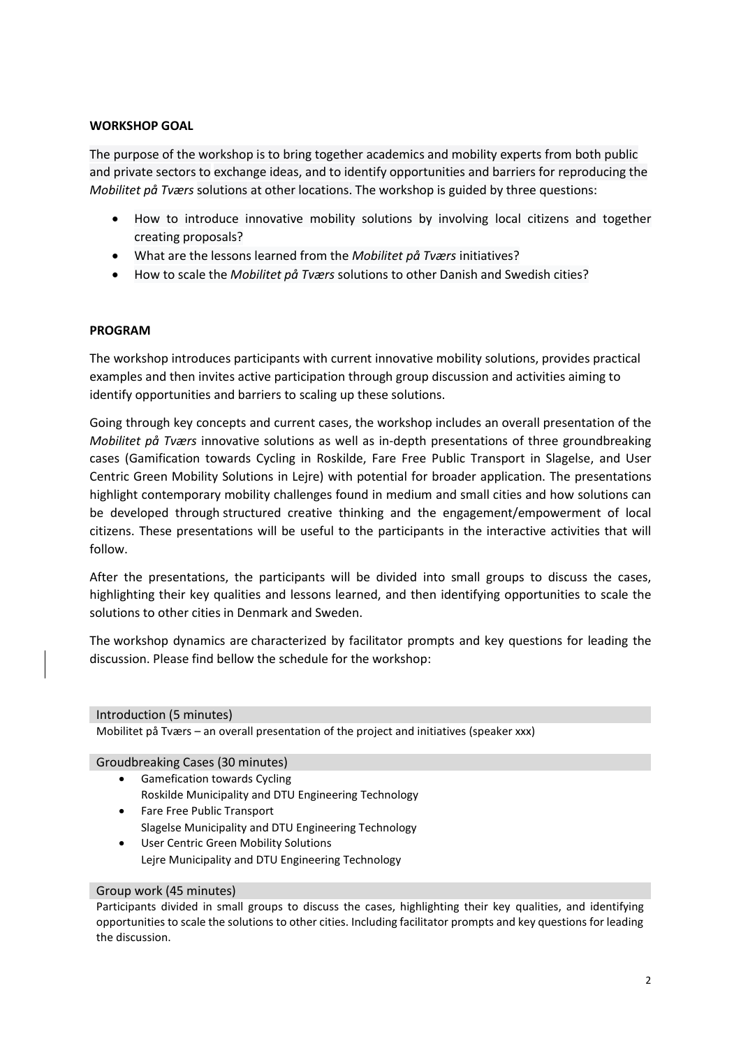**WORKSHOP GOAL**

The purpose of the workshop is to bring together academics and mobility experts from both public and private sectors to exchange ideas, and to identify opportunities and barriers for reproducing the *Mobilitet på Tværs* solutions at other locations. The workshop is guided by three questions:

- How to introduce innovative mobility solutions by involving local citizens and together creating proposals?
- What are the lessons learned from the *Mobilitet på Tværs* initiatives?
- How to scale the *Mobilitet på Tværs* solutions to other Danish and Swedish cities?

**PROGRAM**

The workshop introduces participants with current innovative mobility solutions, provides practical examples and then invites active participation through group discussion and activities aiming to identify opportunities and barriers to scaling up these solutions.

Going through key concepts and current cases, the workshop includes an overall presentation of the *Mobilitet på Tværs* innovative solutions as well as in-depth presentations of three groundbreaking cases (Gamification towards Cycling in Roskilde, Fare Free Public Transport in Slagelse, and User Centric Green Mobility Solutions in Lejre) with potential for broader application. The presentations highlight contemporary mobility challenges found in medium and small cities and how solutions can be developed through structured creative thinking and the engagement/empowerment of local citizens. These presentations will be useful to the participants in the interactive activities that will follow.

After the presentations, the participants will be divided into small groups to discuss the cases, highlighting their key qualities and lessons learned, and then identifying opportunities to scale the solutions to other cities in Denmark and Sweden.

The workshop dynamics are characterized by facilitator prompts and key questions for leading the discussion. Please find bellow the schedule for the workshop:

Introduction (5 minutes)

Mobilitet på Tværs – an overall presentation of the project and initiatives (speaker xxx)

Groudbreaking Cases (30 minutes)

- Gamefication towards Cycling
  Roskilde Municipality and DTU Engineering Technology
- Fare Free Public Transport
  Slagelse Municipality and DTU Engineering Technology
- User Centric Green Mobility Solutions
  Lejre Municipality and DTU Engineering Technology

Group work (45 minutes)

Participants divided in small groups to discuss the cases, highlighting their key qualities, and identifying opportunities to scale the solutions to other cities. Including facilitator prompts and key questions for leading the discussion.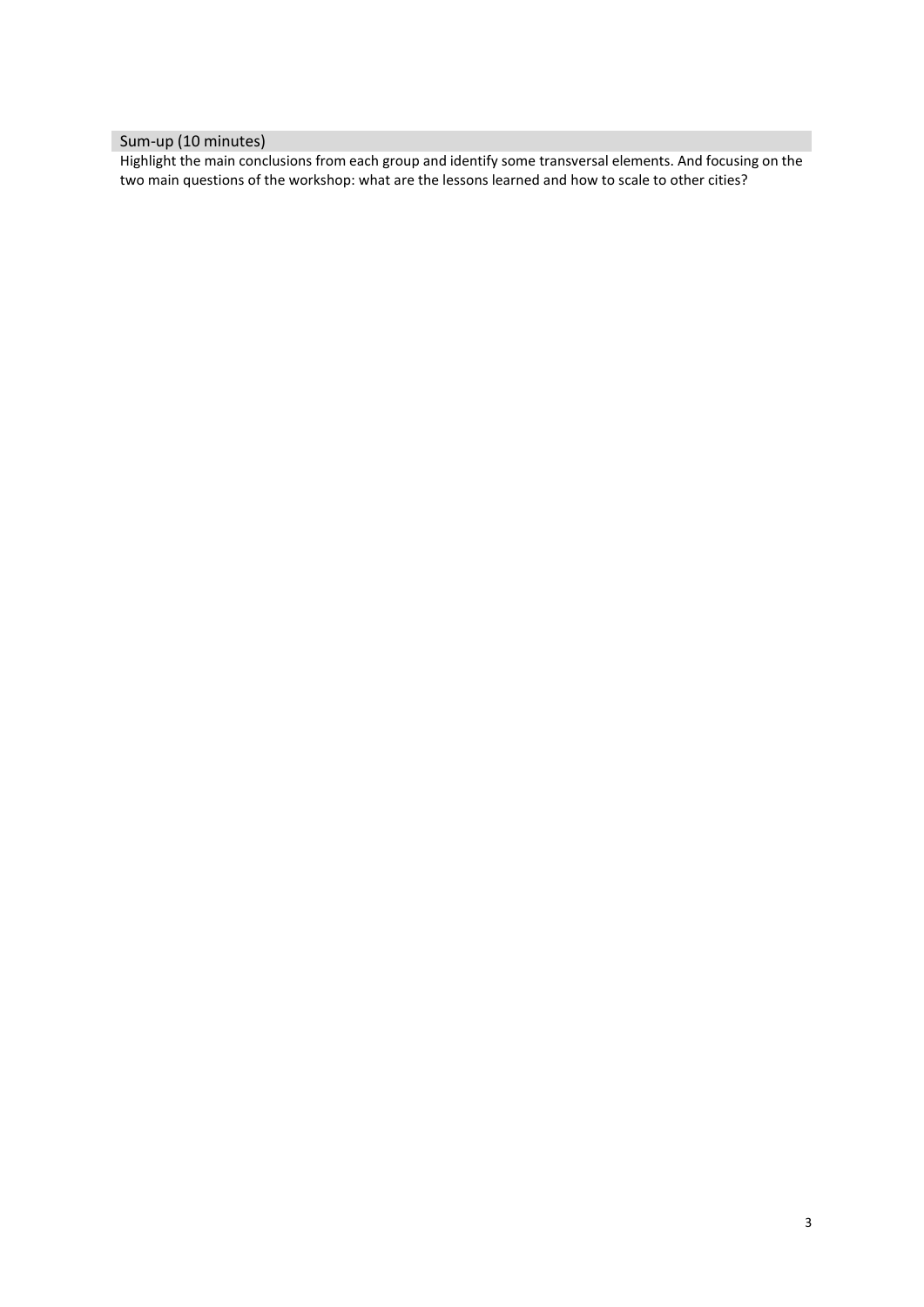## Sum-up (10 minutes)

Highlight the main conclusions from each group and identify some transversal elements. And focusing on the two main questions of the workshop: what are the lessons learned and how to scale to other cities?